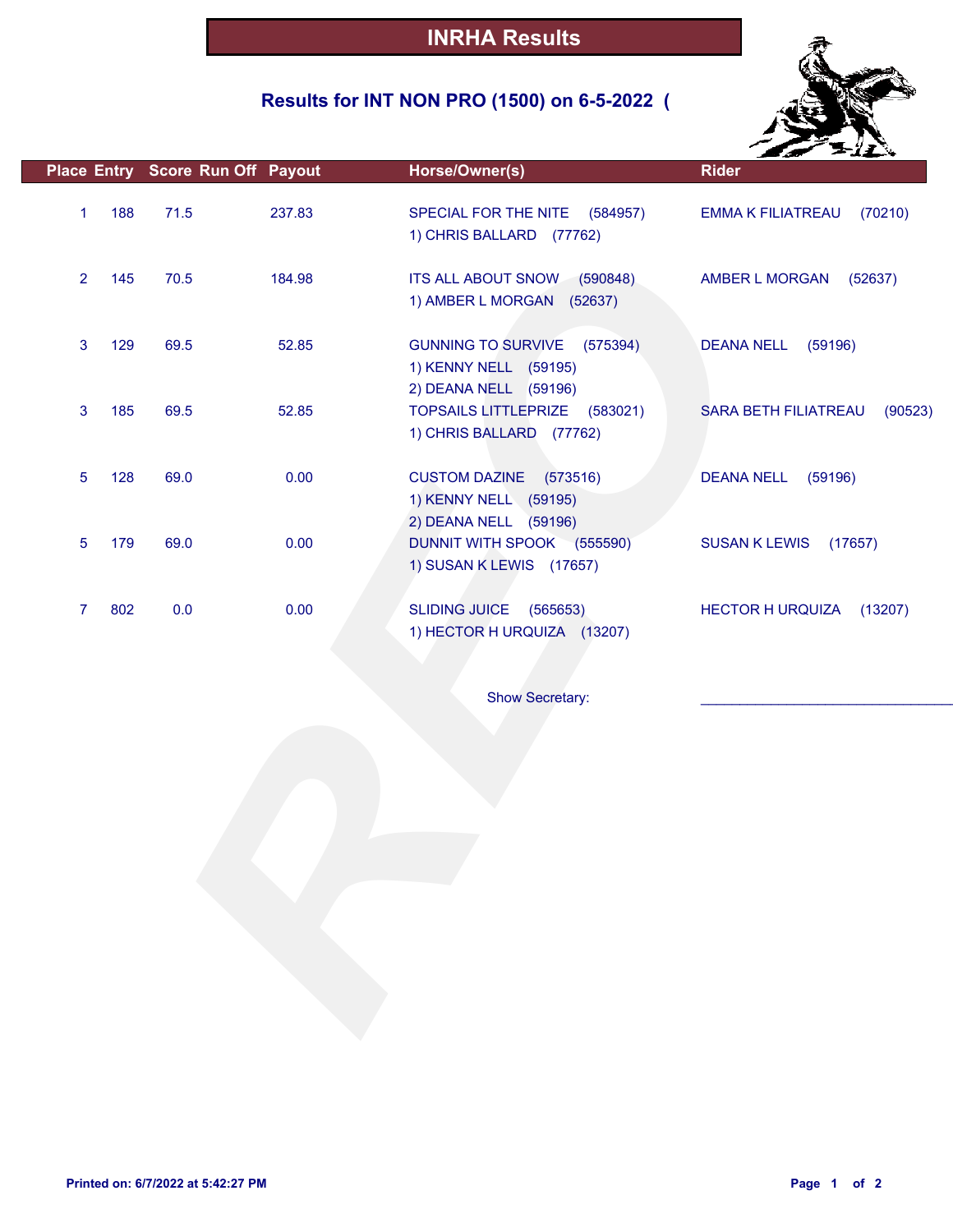# INRHA Results

## Results for INT NON PRO (1500) on 6-5-2022 (

| Place | Entry | Score | Run Off | Payout | Horse/Owner(s) | Rider |
|---|---|---|---|---|---|---|
| 1 | 188 | 71.5 | | 237.83 | SPECIAL FOR THE NITE (584957)<br>1) CHRIS BALLARD (77762) | EMMA K FILIATREAU (70210) |
| 2 | 145 | 70.5 | | 184.98 | ITS ALL ABOUT SNOW (590848)<br>1) AMBER L MORGAN (52637) | AMBER L MORGAN (52637) |
| 3 | 129 | 69.5 | | 52.85 | GUNNING TO SURVIVE (575394)<br>1) KENNY NELL (59195)<br>2) DEANA NELL (59196) | DEANA NELL (59196) |
| 3 | 185 | 69.5 | | 52.85 | TOPSAILS LITTLEPRIZE (583021)<br>1) CHRIS BALLARD (77762) | SARA BETH FILIATREAU (90523) |
| 5 | 128 | 69.0 | | 0.00 | CUSTOM DAZINE (573516)<br>1) KENNY NELL (59195)<br>2) DEANA NELL (59196) | DEANA NELL (59196) |
| 5 | 179 | 69.0 | | 0.00 | DUNNIT WITH SPOOK (555590)<br>1) SUSAN K LEWIS (17657) | SUSAN K LEWIS (17657) |
| 7 | 802 | 0.0 | | 0.00 | SLIDING JUICE (565653)<br>1) HECTOR H URQUIZA (13207) | HECTOR H URQUIZA (13207) |

Show Secretary: _______________________________

Printed on: 6/7/2022 at 5:42:27 PM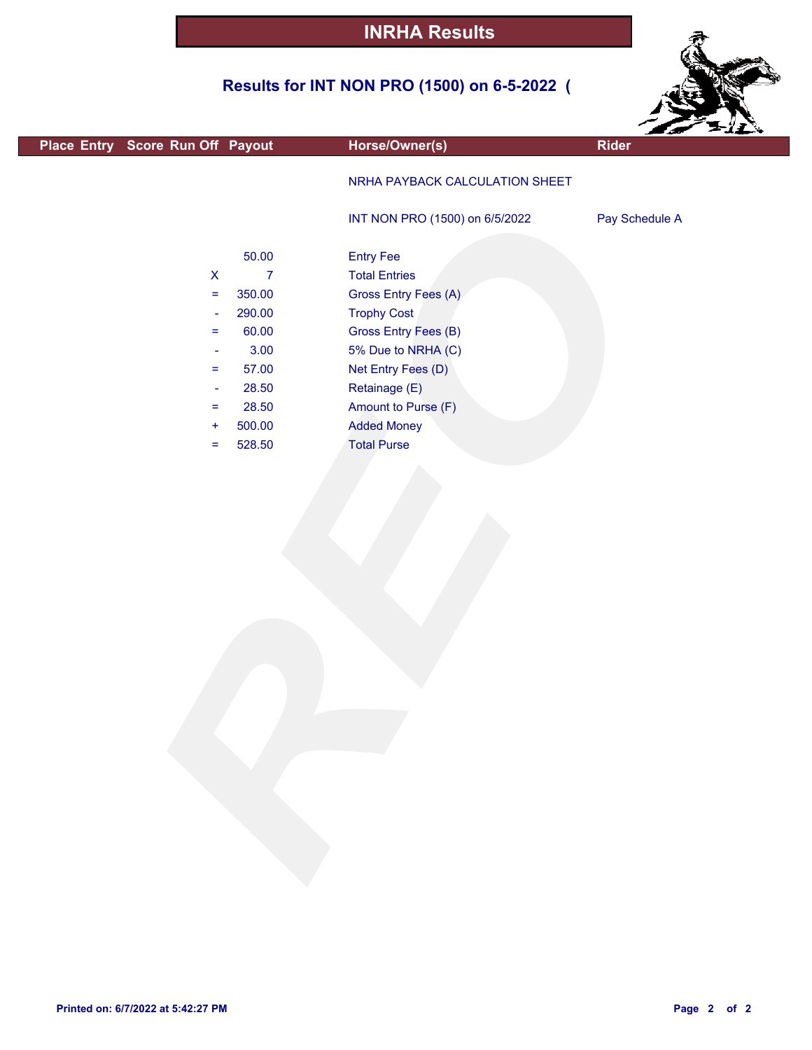# INRHA Results

## Results for INT NON PRO (1500) on 6-5-2022 (

| Place | Entry | Score | Run Off | Payout | Horse/Owner(s) | Rider |
|---|---|---|---|---|---|---|
| | | | | | NRHA PAYBACK CALCULATION SHEET | |
| | | | | | INT NON PRO (1500) on 6/5/2022 | Pay Schedule A |
| | | | | 50.00 | Entry Fee | |
| | | | X | 7 | Total Entries | |
| | | | = | 350.00 | Gross Entry Fees (A) | |
| | | | - | 290.00 | Trophy Cost | |
| | | | = | 60.00 | Gross Entry Fees (B) | |
| | | | - | 3.00 | 5% Due to NRHA (C) | |
| | | | = | 57.00 | Net Entry Fees (D) | |
| | | | - | 28.50 | Retainage (E) | |
| | | | = | 28.50 | Amount to Purse (F) | |
| | | | + | 500.00 | Added Money | |
| | | | = | 528.50 | Total Purse | |

Printed on: 6/7/2022 at 5:42:27 PM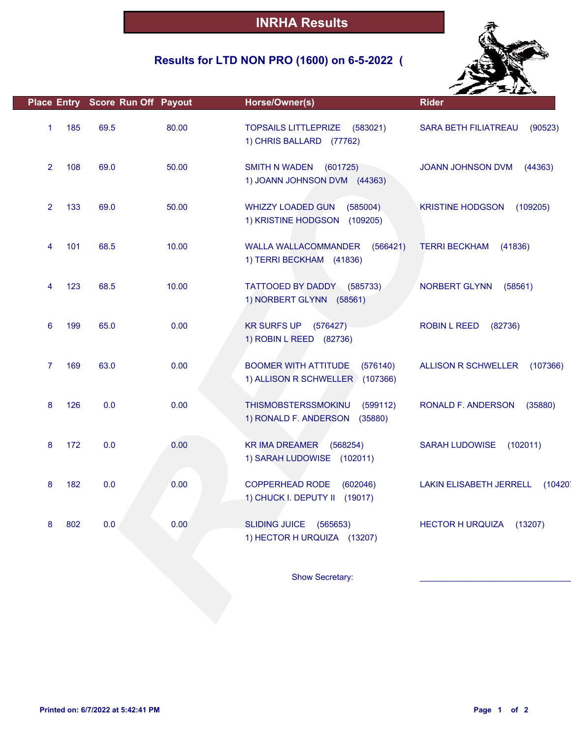# INRHA Results

## Results for LTD NON PRO (1600) on 6-5-2022 (

| Place | Entry | Score | Run Off | Payout | Horse/Owner(s) | Rider |
|---|---|---|---|---|---|---|
| 1 | 185 | 69.5 | | 80.00 | TOPSAILS LITTLEPRIZE (583021)<br>1) CHRIS BALLARD (77762) | SARA BETH FILIATREAU (90523) |
| 2 | 108 | 69.0 | | 50.00 | SMITH N WADEN (601725)<br>1) JOANN JOHNSON DVM (44363) | JOANN JOHNSON DVM (44363) |
| 2 | 133 | 69.0 | | 50.00 | WHIZZY LOADED GUN (585004)<br>1) KRISTINE HODGSON (109205) | KRISTINE HODGSON (109205) |
| 4 | 101 | 68.5 | | 10.00 | WALLA WALLACOMMANDER (566421)<br>1) TERRI BECKHAM (41836) | TERRI BECKHAM (41836) |
| 4 | 123 | 68.5 | | 10.00 | TATTOOED BY DADDY (585733)<br>1) NORBERT GLYNN (58561) | NORBERT GLYNN (58561) |
| 6 | 199 | 65.0 | | 0.00 | KR SURFS UP (576427)<br>1) ROBIN L REED (82736) | ROBIN L REED (82736) |
| 7 | 169 | 63.0 | | 0.00 | BOOMER WITH ATTITUDE (576140)<br>1) ALLISON R SCHWELLER (107366) | ALLISON R SCHWELLER (107366) |
| 8 | 126 | 0.0 | | 0.00 | THISMOBSTERSSMOKINU (599112)<br>1) RONALD F. ANDERSON (35880) | RONALD F. ANDERSON (35880) |
| 8 | 172 | 0.0 | | 0.00 | KR IMA DREAMER (568254)<br>1) SARAH LUDOWISE (102011) | SARAH LUDOWISE (102011) |
| 8 | 182 | 0.0 | | 0.00 | COPPERHEAD RODE (602046)<br>1) CHUCK I. DEPUTY II (19017) | LAKIN ELISABETH JERRELL (10420 |
| 8 | 802 | 0.0 | | 0.00 | SLIDING JUICE (565653)<br>1) HECTOR H URQUIZA (13207) | HECTOR H URQUIZA (13207) |

Show Secretary: ______________________________

Printed on: 6/7/2022 at 5:42:41 PM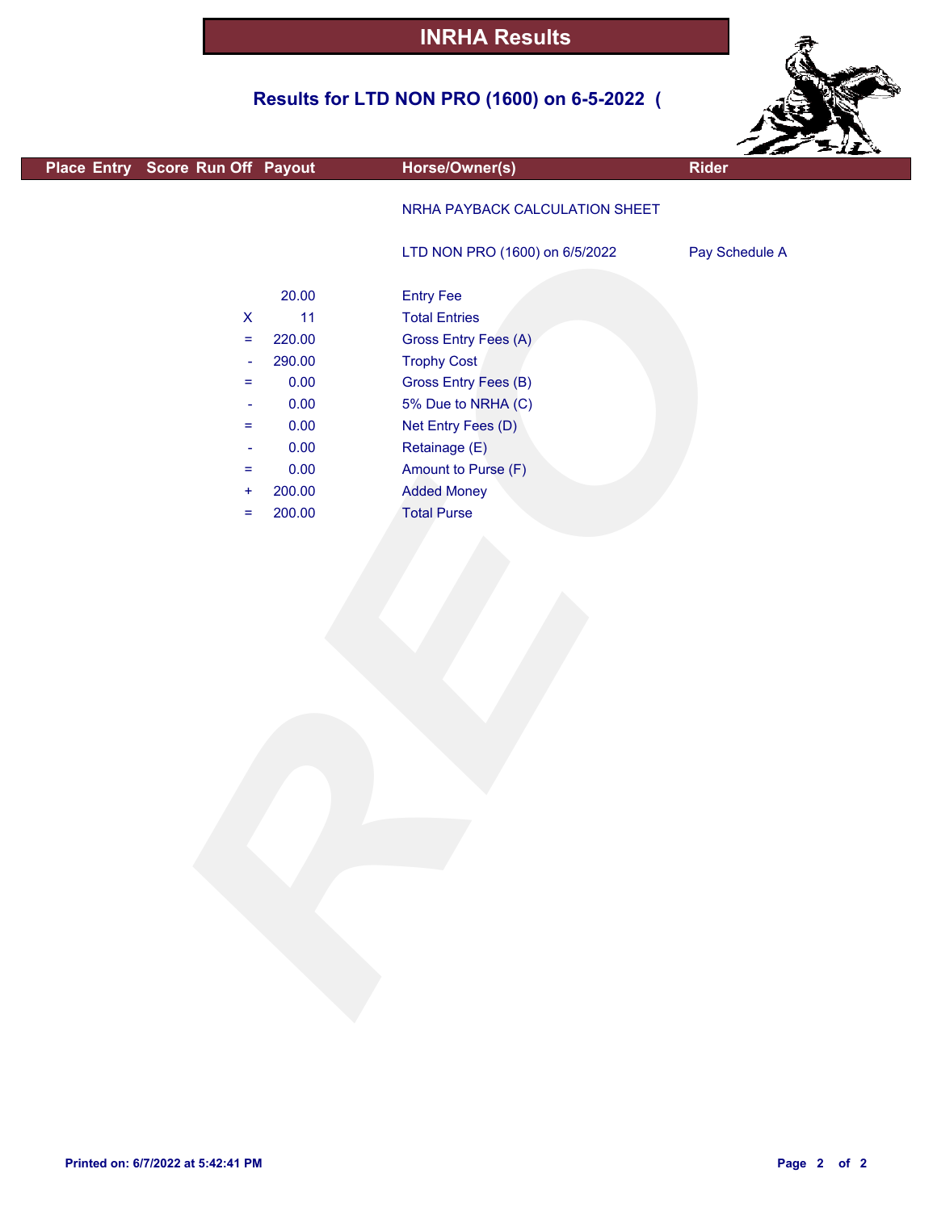# INRHA Results

## Results for LTD NON PRO (1600) on 6-5-2022 (

| Place | Entry | Score | Run Off | Payout | Horse/Owner(s) | Rider |
|---|---|---|---|---|---|---|
| | | | | | NRHA PAYBACK CALCULATION SHEET | |
| | | | | | LTD NON PRO (1600) on 6/5/2022 | Pay Schedule A |
| | | | | 20.00 | Entry Fee | |
| | | | X | 11 | Total Entries | |
| | | | = | 220.00 | Gross Entry Fees (A) | |
| | | | - | 290.00 | Trophy Cost | |
| | | | = | 0.00 | Gross Entry Fees (B) | |
| | | | - | 0.00 | 5% Due to NRHA (C) | |
| | | | = | 0.00 | Net Entry Fees (D) | |
| | | | - | 0.00 | Retainage (E) | |
| | | | = | 0.00 | Amount to Purse (F) | |
| | | | + | 200.00 | Added Money | |
| | | | = | 200.00 | Total Purse | |

Printed on: 6/7/2022 at 5:42:41 PM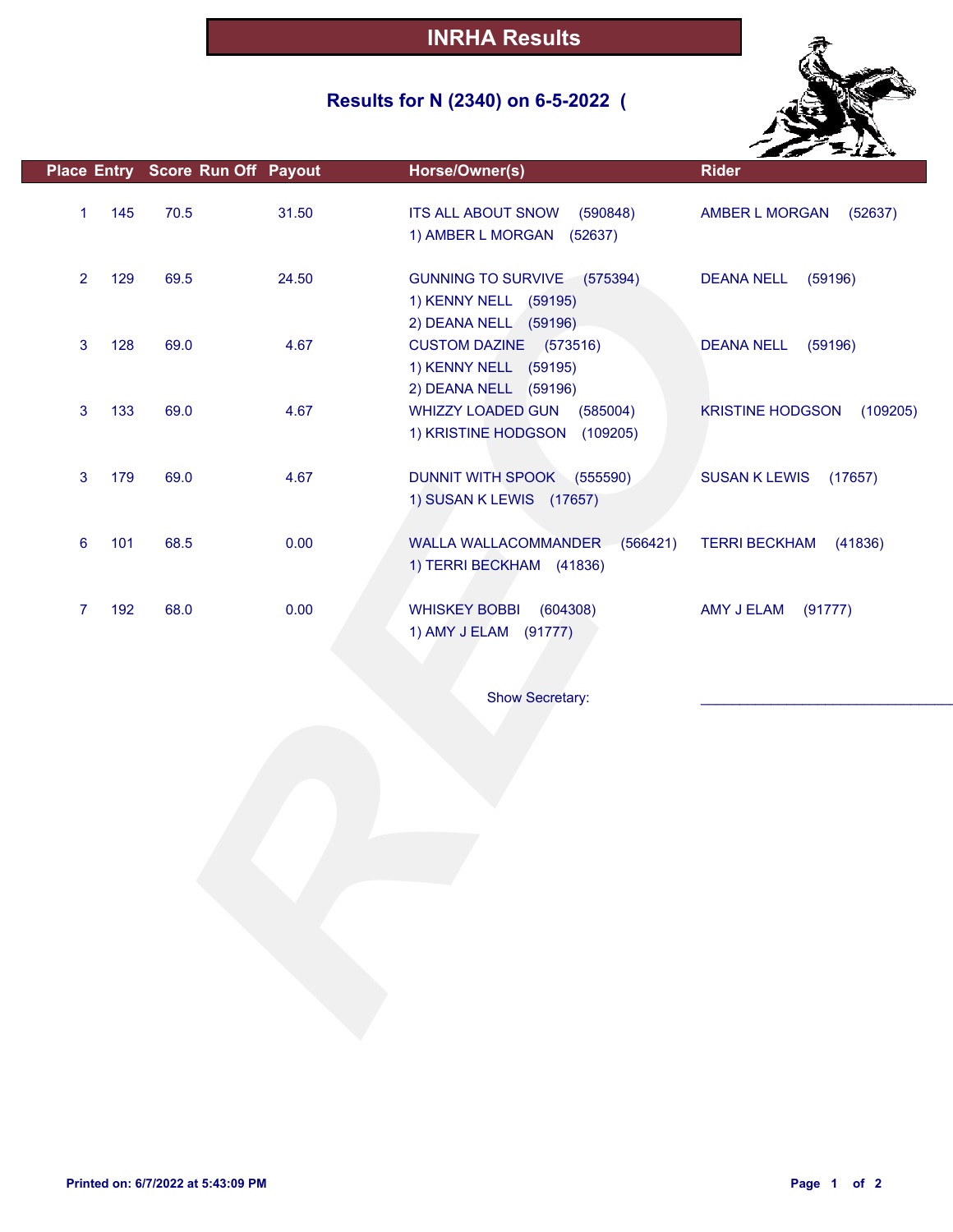# INRHA Results

## Results for N (2340) on 6-5-2022 (

| Place | Entry | Score | Run Off | Payout | Horse/Owner(s) | Rider |
|---|---|---|---|---|---|---|
| 1 | 145 | 70.5 | | 31.50 | ITS ALL ABOUT SNOW (590848)<br>1) AMBER L MORGAN (52637) | AMBER L MORGAN (52637) |
| 2 | 129 | 69.5 | | 24.50 | GUNNING TO SURVIVE (575394)<br>1) KENNY NELL (59195)<br>2) DEANA NELL (59196) | DEANA NELL (59196) |
| 3 | 128 | 69.0 | | 4.67 | CUSTOM DAZINE (573516)<br>1) KENNY NELL (59195)<br>2) DEANA NELL (59196) | DEANA NELL (59196) |
| 3 | 133 | 69.0 | | 4.67 | WHIZZY LOADED GUN (585004)<br>1) KRISTINE HODGSON (109205) | KRISTINE HODGSON (109205) |
| 3 | 179 | 69.0 | | 4.67 | DUNNIT WITH SPOOK (555590)<br>1) SUSAN K LEWIS (17657) | SUSAN K LEWIS (17657) |
| 6 | 101 | 68.5 | | 0.00 | WALLA WALLACOMMANDER (566421)<br>1) TERRI BECKHAM (41836) | TERRI BECKHAM (41836) |
| 7 | 192 | 68.0 | | 0.00 | WHISKEY BOBBI (604308)<br>1) AMY J ELAM (91777) | AMY J ELAM (91777) |

Show Secretary: ______________________________

Printed on: 6/7/2022 at 5:43:09 PM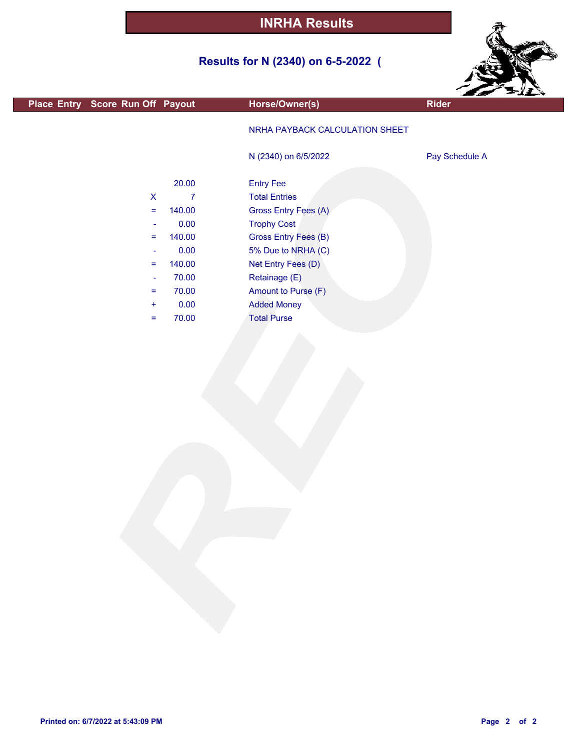# INRHA Results

## Results for N (2340) on 6-5-2022 (

| Place | Entry | Score | Run Off | Payout | Horse/Owner(s) | Rider |
|---|---|---|---|---|---|---|
| | | | | | NRHA PAYBACK CALCULATION SHEET | |
| | | | | | N (2340) on 6/5/2022 | Pay Schedule A |
| | | | | 20.00 | Entry Fee | |
| | | | X | 7 | Total Entries | |
| | | | = | 140.00 | Gross Entry Fees (A) | |
| | | | - | 0.00 | Trophy Cost | |
| | | | = | 140.00 | Gross Entry Fees (B) | |
| | | | - | 0.00 | 5% Due to NRHA (C) | |
| | | | = | 140.00 | Net Entry Fees (D) | |
| | | | - | 70.00 | Retainage (E) | |
| | | | = | 70.00 | Amount to Purse (F) | |
| | | | + | 0.00 | Added Money | |
| | | | = | 70.00 | Total Purse | |

Printed on: 6/7/2022 at 5:43:09 PM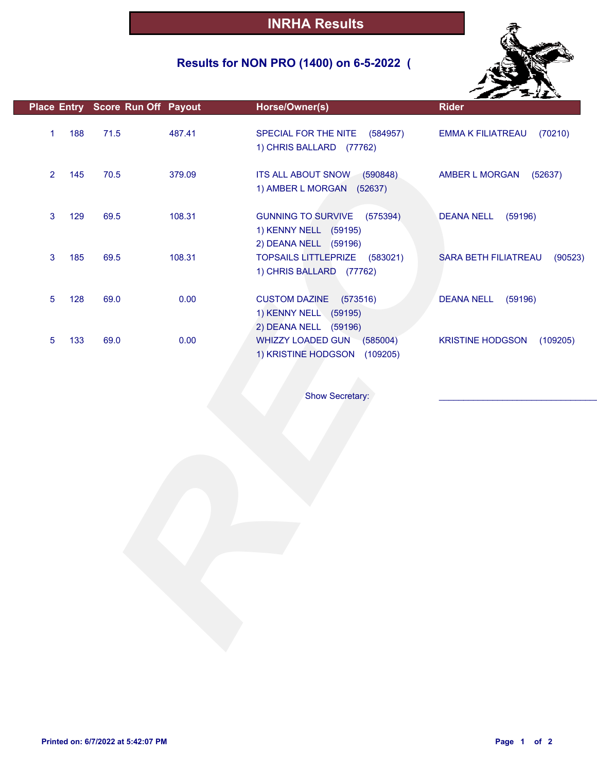# INRHA Results

## Results for NON PRO (1400) on 6-5-2022 (

| Place | Entry | Score | Run Off | Payout | Horse/Owner(s) | Rider |
|---|---|---|---|---|---|---|
| 1 | 188 | 71.5 | | 487.41 | SPECIAL FOR THE NITE (584957)<br>1) CHRIS BALLARD (77762) | EMMA K FILIATREAU (70210) |
| 2 | 145 | 70.5 | | 379.09 | ITS ALL ABOUT SNOW (590848)<br>1) AMBER L MORGAN (52637) | AMBER L MORGAN (52637) |
| 3 | 129 | 69.5 | | 108.31 | GUNNING TO SURVIVE (575394)<br>1) KENNY NELL (59195)<br>2) DEANA NELL (59196) | DEANA NELL (59196) |
| 3 | 185 | 69.5 | | 108.31 | TOPSAILS LITTLEPRIZE (583021)<br>1) CHRIS BALLARD (77762) | SARA BETH FILIATREAU (90523) |
| 5 | 128 | 69.0 | | 0.00 | CUSTOM DAZINE (573516)<br>1) KENNY NELL (59195)<br>2) DEANA NELL (59196) | DEANA NELL (59196) |
| 5 | 133 | 69.0 | | 0.00 | WHIZZY LOADED GUN (585004)<br>1) KRISTINE HODGSON (109205) | KRISTINE HODGSON (109205) |

Show Secretary: ______________________________

Printed on: 6/7/2022 at 5:42:07 PM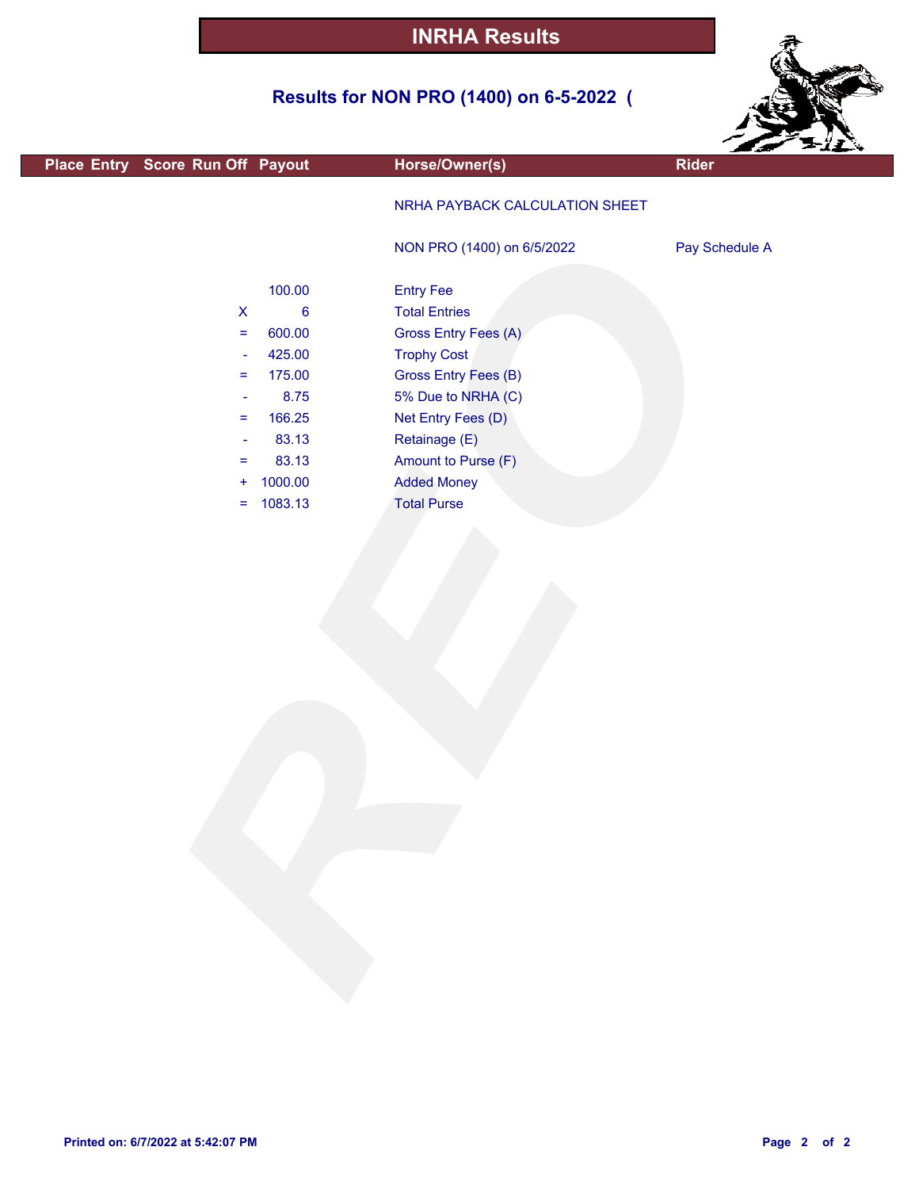# INRHA Results

## Results for NON PRO (1400) on 6-5-2022 (

| Place | Entry | Score | Run Off | Payout | Horse/Owner(s) | Rider |
|---|---|---|---|---|---|---|

NRHA PAYBACK CALCULATION SHEET

NON PRO (1400) on 6/5/2022 — Pay Schedule A

| | Amount | Description |
|---|---|---|
| | 100.00 | Entry Fee |
| X | 6 | Total Entries |
| = | 600.00 | Gross Entry Fees (A) |
| - | 425.00 | Trophy Cost |
| = | 175.00 | Gross Entry Fees (B) |
| - | 8.75 | 5% Due to NRHA (C) |
| = | 166.25 | Net Entry Fees (D) |
| - | 83.13 | Retainage (E) |
| = | 83.13 | Amount to Purse (F) |
| + | 1000.00 | Added Money |
| = | 1083.13 | Total Purse |

Printed on: 6/7/2022 at 5:42:07 PM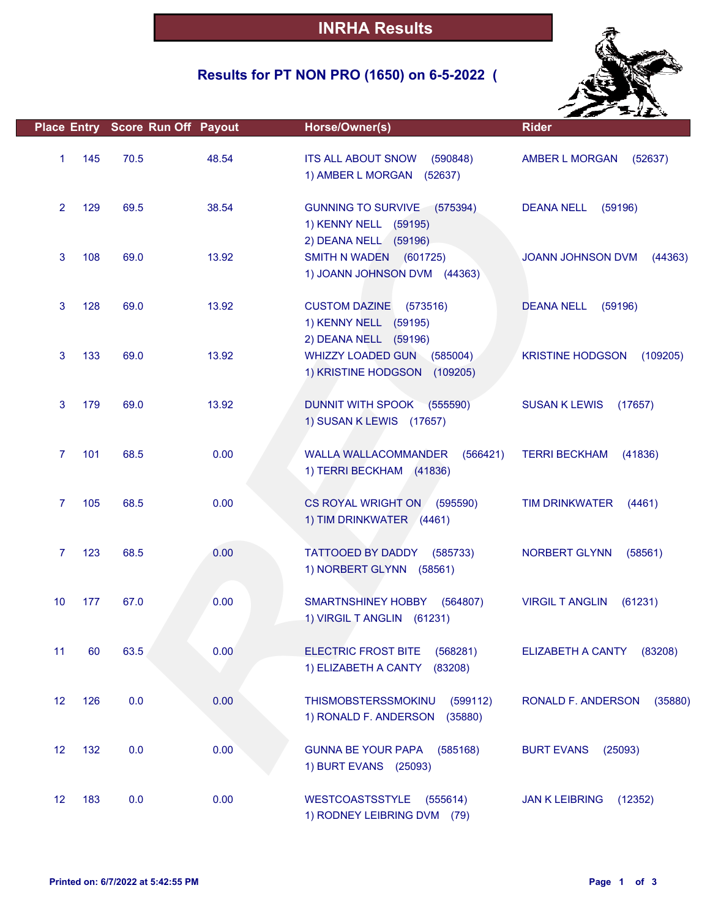# INRHA Results

## Results for PT NON PRO (1650) on 6-5-2022 (

| Place | Entry | Score | Run Off | Payout | Horse/Owner(s) | Rider |
|---|---|---|---|---|---|---|
| 1 | 145 | 70.5 | | 48.54 | ITS ALL ABOUT SNOW (590848)<br>1) AMBER L MORGAN (52637) | AMBER L MORGAN (52637) |
| 2 | 129 | 69.5 | | 38.54 | GUNNING TO SURVIVE (575394)<br>1) KENNY NELL (59195)<br>2) DEANA NELL (59196) | DEANA NELL (59196) |
| 3 | 108 | 69.0 | | 13.92 | SMITH N WADEN (601725)<br>1) JOANN JOHNSON DVM (44363) | JOANN JOHNSON DVM (44363) |
| 3 | 128 | 69.0 | | 13.92 | CUSTOM DAZINE (573516)<br>1) KENNY NELL (59195)<br>2) DEANA NELL (59196) | DEANA NELL (59196) |
| 3 | 133 | 69.0 | | 13.92 | WHIZZY LOADED GUN (585004)<br>1) KRISTINE HODGSON (109205) | KRISTINE HODGSON (109205) |
| 3 | 179 | 69.0 | | 13.92 | DUNNIT WITH SPOOK (555590)<br>1) SUSAN K LEWIS (17657) | SUSAN K LEWIS (17657) |
| 7 | 101 | 68.5 | | 0.00 | WALLA WALLACOMMANDER (566421)<br>1) TERRI BECKHAM (41836) | TERRI BECKHAM (41836) |
| 7 | 105 | 68.5 | | 0.00 | CS ROYAL WRIGHT ON (595590)<br>1) TIM DRINKWATER (4461) | TIM DRINKWATER (4461) |
| 7 | 123 | 68.5 | | 0.00 | TATTOOED BY DADDY (585733)<br>1) NORBERT GLYNN (58561) | NORBERT GLYNN (58561) |
| 10 | 177 | 67.0 | | 0.00 | SMARTNSHINEY HOBBY (564807)<br>1) VIRGIL T ANGLIN (61231) | VIRGIL T ANGLIN (61231) |
| 11 | 60 | 63.5 | | 0.00 | ELECTRIC FROST BITE (568281)<br>1) ELIZABETH A CANTY (83208) | ELIZABETH A CANTY (83208) |
| 12 | 126 | 0.0 | | 0.00 | THISMOBSTERSSMOKINU (599112)<br>1) RONALD F. ANDERSON (35880) | RONALD F. ANDERSON (35880) |
| 12 | 132 | 0.0 | | 0.00 | GUNNA BE YOUR PAPA (585168)<br>1) BURT EVANS (25093) | BURT EVANS (25093) |
| 12 | 183 | 0.0 | | 0.00 | WESTCOASTSSTYLE (555614)<br>1) RODNEY LEIBRING DVM (79) | JAN K LEIBRING (12352) |

Printed on: 6/7/2022 at 5:42:55 PM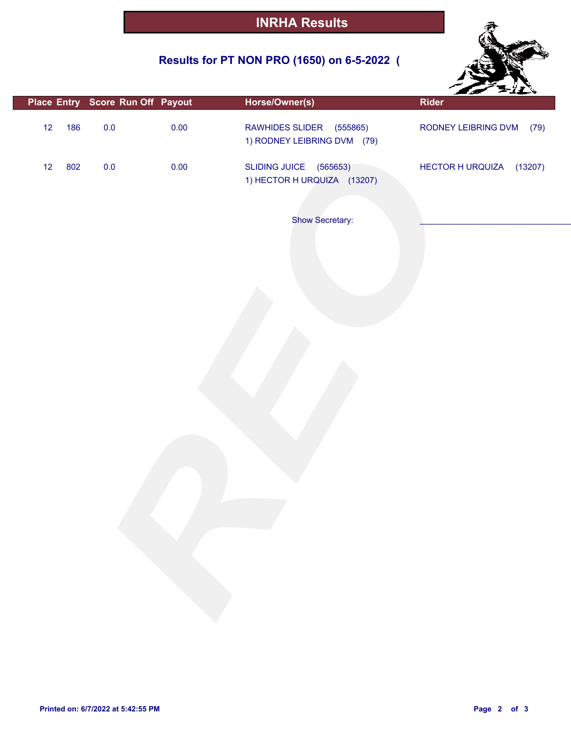# INRHA Results

## Results for PT NON PRO (1650) on 6-5-2022 (

| Place | Entry | Score | Run Off | Payout | Horse/Owner(s) | Rider |
|---|---|---|---|---|---|---|
| 12 | 186 | 0.0 | | 0.00 | RAWHIDES SLIDER (555865)<br>1) RODNEY LEIBRING DVM (79) | RODNEY LEIBRING DVM (79) |
| 12 | 802 | 0.0 | | 0.00 | SLIDING JUICE (565653)<br>1) HECTOR H URQUIZA (13207) | HECTOR H URQUIZA (13207) |

Show Secretary: ______________________________

Printed on: 6/7/2022 at 5:42:55 PM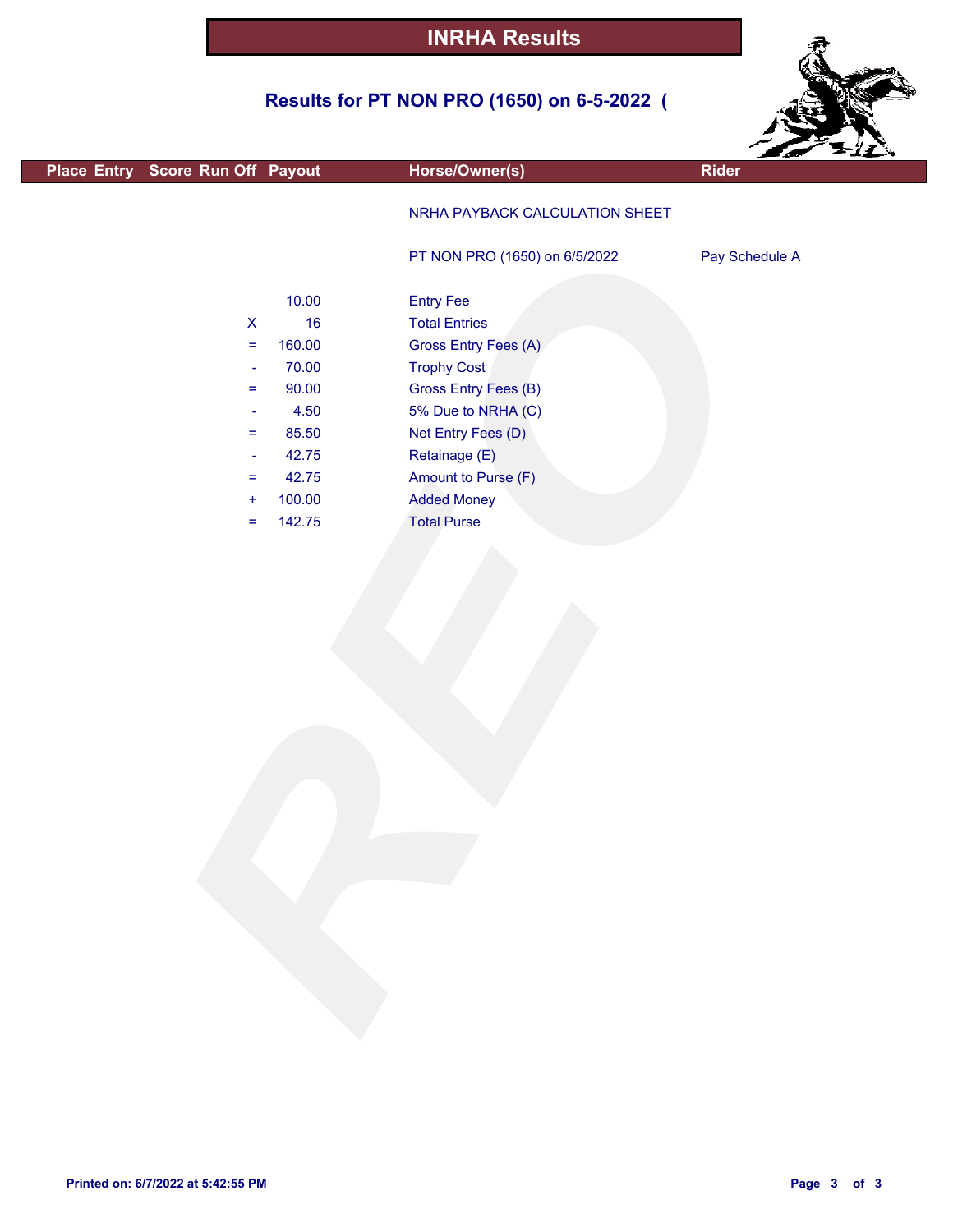# INRHA Results

## Results for PT NON PRO (1650) on 6-5-2022 (

| Place | Entry | Score | Run Off | Payout | Horse/Owner(s) | Rider |
|---|---|---|---|---|---|---|
| | | | | | NRHA PAYBACK CALCULATION SHEET | |
| | | | | | PT NON PRO (1650) on 6/5/2022 | Pay Schedule A |
| | | | | 10.00 | Entry Fee | |
| | | | X | 16 | Total Entries | |
| | | | = | 160.00 | Gross Entry Fees (A) | |
| | | | - | 70.00 | Trophy Cost | |
| | | | = | 90.00 | Gross Entry Fees (B) | |
| | | | - | 4.50 | 5% Due to NRHA (C) | |
| | | | = | 85.50 | Net Entry Fees (D) | |
| | | | - | 42.75 | Retainage (E) | |
| | | | = | 42.75 | Amount to Purse (F) | |
| | | | + | 100.00 | Added Money | |
| | | | = | 142.75 | Total Purse | |

Printed on: 6/7/2022 at 5:42:55 PM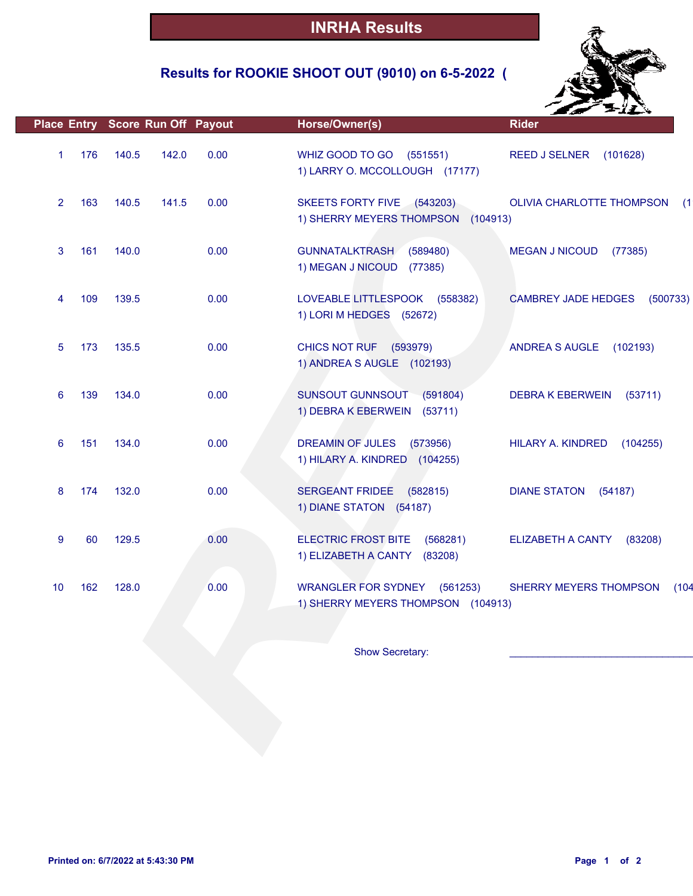# INRHA Results

## Results for ROOKIE SHOOT OUT (9010) on 6-5-2022 (

| Place | Entry | Score | Run Off | Payout | Horse/Owner(s) | Rider |
|---|---|---|---|---|---|---|
| 1 | 176 | 140.5 | 142.0 | 0.00 | WHIZ GOOD TO GO (551551)<br>1) LARRY O. MCCOLLOUGH (17177) | REED J SELNER (101628) |
| 2 | 163 | 140.5 | 141.5 | 0.00 | SKEETS FORTY FIVE (543203)<br>1) SHERRY MEYERS THOMPSON (104913) | OLIVIA CHARLOTTE THOMPSON (1 |
| 3 | 161 | 140.0 | | 0.00 | GUNNATALKTRASH (589480)<br>1) MEGAN J NICOUD (77385) | MEGAN J NICOUD (77385) |
| 4 | 109 | 139.5 | | 0.00 | LOVEABLE LITTLESPOOK (558382)<br>1) LORI M HEDGES (52672) | CAMBREY JADE HEDGES (500733) |
| 5 | 173 | 135.5 | | 0.00 | CHICS NOT RUF (593979)<br>1) ANDREA S AUGLE (102193) | ANDREA S AUGLE (102193) |
| 6 | 139 | 134.0 | | 0.00 | SUNSOUT GUNNSOUT (591804)<br>1) DEBRA K EBERWEIN (53711) | DEBRA K EBERWEIN (53711) |
| 6 | 151 | 134.0 | | 0.00 | DREAMIN OF JULES (573956)<br>1) HILARY A. KINDRED (104255) | HILARY A. KINDRED (104255) |
| 8 | 174 | 132.0 | | 0.00 | SERGEANT FRIDEE (582815)<br>1) DIANE STATON (54187) | DIANE STATON (54187) |
| 9 | 60 | 129.5 | | 0.00 | ELECTRIC FROST BITE (568281)<br>1) ELIZABETH A CANTY (83208) | ELIZABETH A CANTY (83208) |
| 10 | 162 | 128.0 | | 0.00 | WRANGLER FOR SYDNEY (561253)<br>1) SHERRY MEYERS THOMPSON (104913) | SHERRY MEYERS THOMPSON (104 |

Show Secretary: ______________________________

Printed on: 6/7/2022 at 5:43:30 PM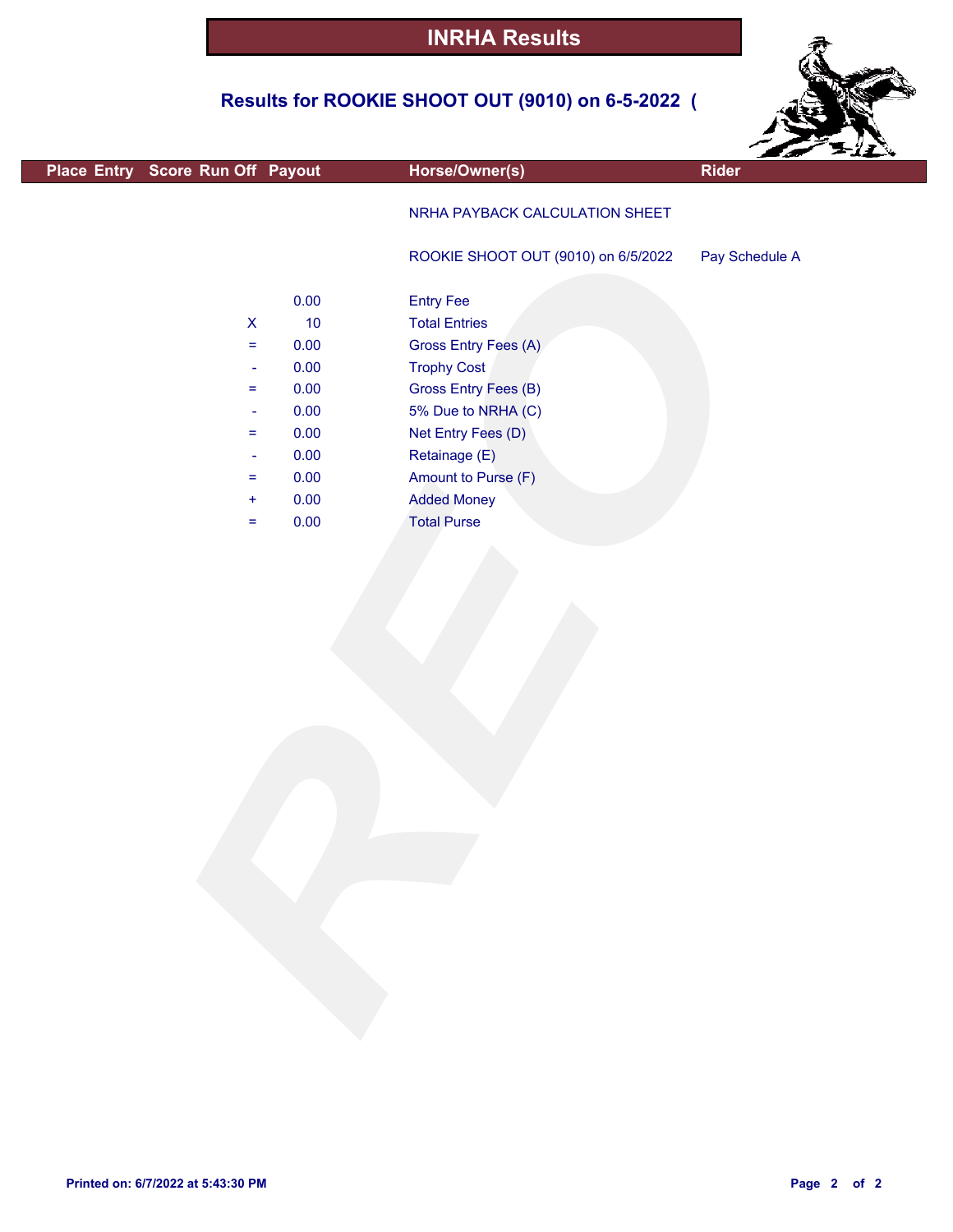# INRHA Results

## Results for ROOKIE SHOOT OUT (9010) on 6-5-2022 (

| Place | Entry | Score | Run Off | Payout | Horse/Owner(s) | Rider |
|---|---|---|---|---|---|---|

NRHA PAYBACK CALCULATION SHEET

ROOKIE SHOOT OUT (9010) on 6/5/2022 — Pay Schedule A

| | | |
|---|---|---|
| | 0.00 | Entry Fee |
| X | 10 | Total Entries |
| = | 0.00 | Gross Entry Fees (A) |
| - | 0.00 | Trophy Cost |
| = | 0.00 | Gross Entry Fees (B) |
| - | 0.00 | 5% Due to NRHA (C) |
| = | 0.00 | Net Entry Fees (D) |
| - | 0.00 | Retainage (E) |
| = | 0.00 | Amount to Purse (F) |
| + | 0.00 | Added Money |
| = | 0.00 | Total Purse |

Printed on: 6/7/2022 at 5:43:30 PM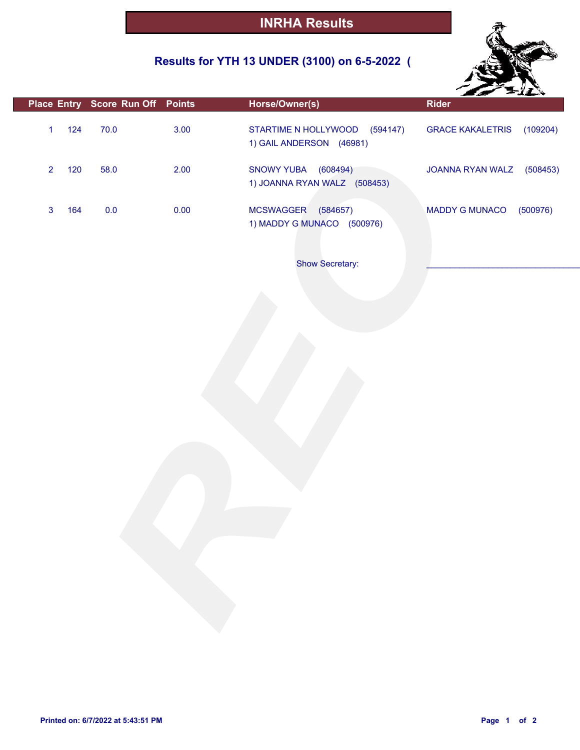# INRHA Results

## Results for YTH 13 UNDER (3100) on 6-5-2022 (

| Place | Entry | Score | Run Off | Points | Horse/Owner(s) | Rider |
|---|---|---|---|---|---|---|
| 1 | 124 | 70.0 | | 3.00 | STARTIME N HOLLYWOOD (594147)<br>1) GAIL ANDERSON (46981) | GRACE KAKALETRIS (109204) |
| 2 | 120 | 58.0 | | 2.00 | SNOWY YUBA (608494)<br>1) JOANNA RYAN WALZ (508453) | JOANNA RYAN WALZ (508453) |
| 3 | 164 | 0.0 | | 0.00 | MCSWAGGER (584657)<br>1) MADDY G MUNACO (500976) | MADDY G MUNACO (500976) |

Show Secretary: ______________________________

**Printed on: 6/7/2022 at 5:43:51 PM**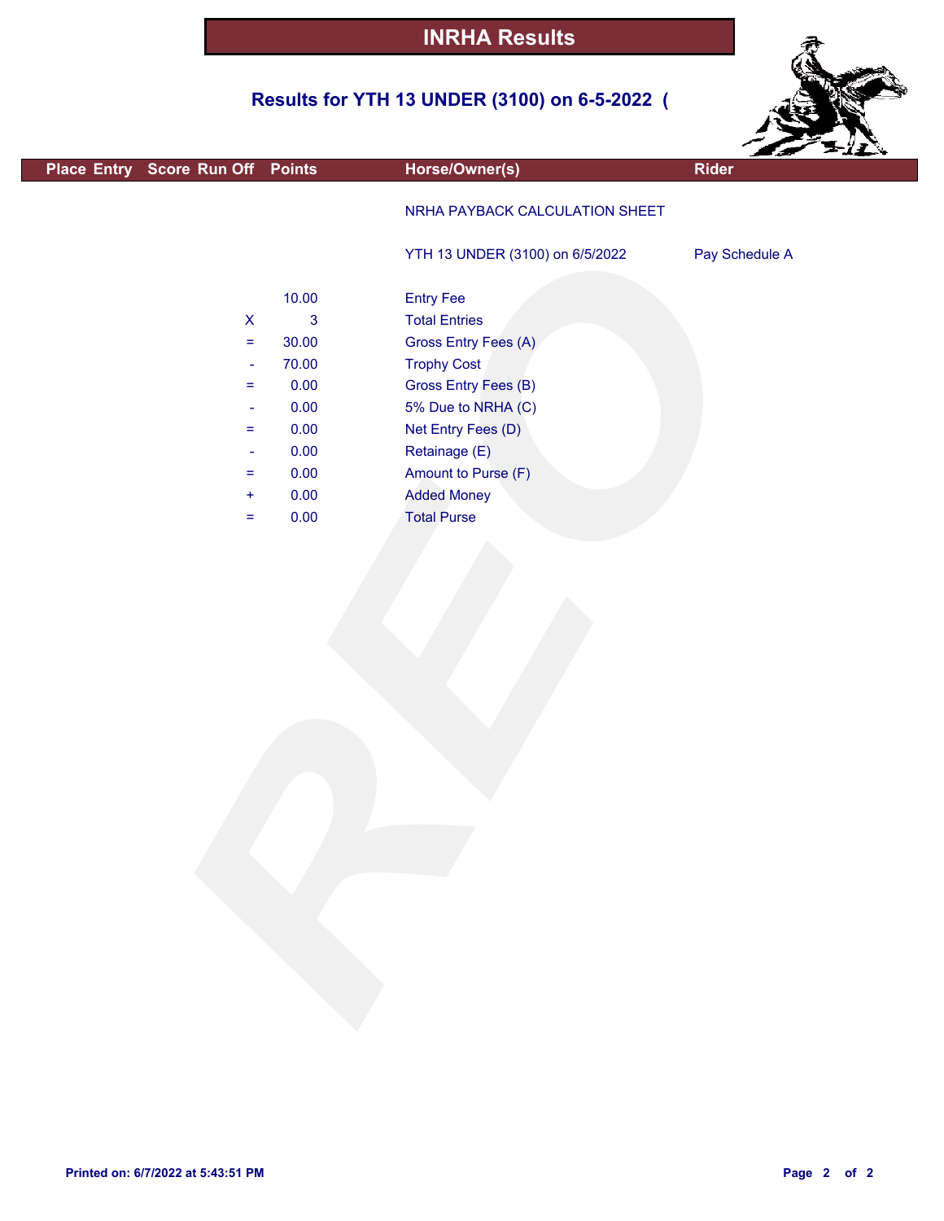# INRHA Results

## Results for YTH 13 UNDER (3100) on 6-5-2022 (

| Place | Entry | Score | Run Off | Points | Horse/Owner(s) | Rider |
|---|---|---|---|---|---|---|

NRHA PAYBACK CALCULATION SHEET

YTH 13 UNDER (3100) on 6/5/2022 — Pay Schedule A

| | Amount | Item |
|---|---|---|
| | 10.00 | Entry Fee |
| X | 3 | Total Entries |
| = | 30.00 | Gross Entry Fees (A) |
| - | 70.00 | Trophy Cost |
| = | 0.00 | Gross Entry Fees (B) |
| - | 0.00 | 5% Due to NRHA (C) |
| = | 0.00 | Net Entry Fees (D) |
| - | 0.00 | Retainage (E) |
| = | 0.00 | Amount to Purse (F) |
| + | 0.00 | Added Money |
| = | 0.00 | Total Purse |

**Printed on: 6/7/2022 at 5:43:51 PM**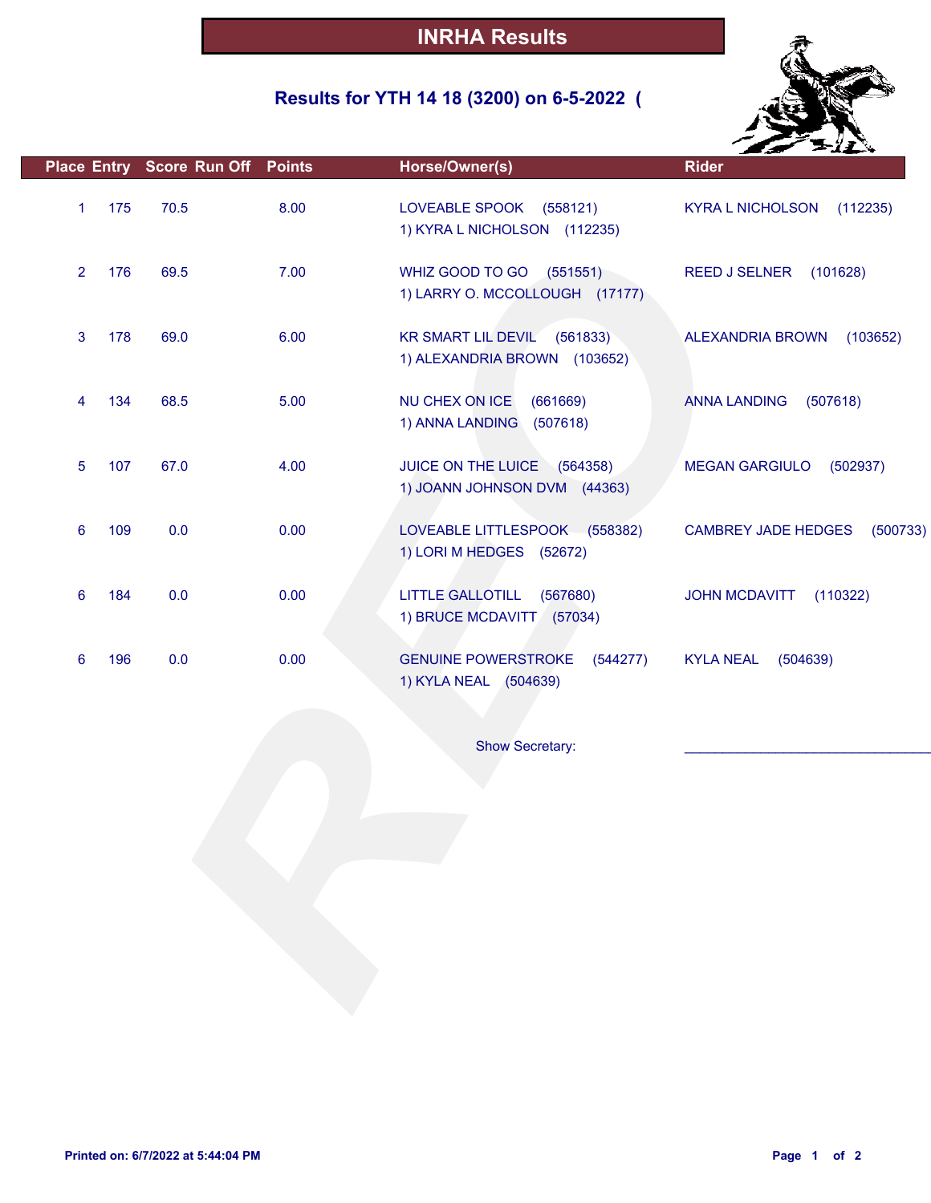# INRHA Results

## Results for YTH 14 18 (3200) on 6-5-2022 (

| Place | Entry | Score | Run Off | Points | Horse/Owner(s) | Rider |
|---|---|---|---|---|---|---|
| 1 | 175 | 70.5 | | 8.00 | LOVEABLE SPOOK (558121)<br>1) KYRA L NICHOLSON (112235) | KYRA L NICHOLSON (112235) |
| 2 | 176 | 69.5 | | 7.00 | WHIZ GOOD TO GO (551551)<br>1) LARRY O. MCCOLLOUGH (17177) | REED J SELNER (101628) |
| 3 | 178 | 69.0 | | 6.00 | KR SMART LIL DEVIL (561833)<br>1) ALEXANDRIA BROWN (103652) | ALEXANDRIA BROWN (103652) |
| 4 | 134 | 68.5 | | 5.00 | NU CHEX ON ICE (661669)<br>1) ANNA LANDING (507618) | ANNA LANDING (507618) |
| 5 | 107 | 67.0 | | 4.00 | JUICE ON THE LUICE (564358)<br>1) JOANN JOHNSON DVM (44363) | MEGAN GARGIULO (502937) |
| 6 | 109 | 0.0 | | 0.00 | LOVEABLE LITTLESPOOK (558382)<br>1) LORI M HEDGES (52672) | CAMBREY JADE HEDGES (500733) |
| 6 | 184 | 0.0 | | 0.00 | LITTLE GALLOTILL (567680)<br>1) BRUCE MCDAVITT (57034) | JOHN MCDAVITT (110322) |
| 6 | 196 | 0.0 | | 0.00 | GENUINE POWERSTROKE (544277)<br>1) KYLA NEAL (504639) | KYLA NEAL (504639) |

Show Secretary: ______________________________

Printed on: 6/7/2022 at 5:44:04 PM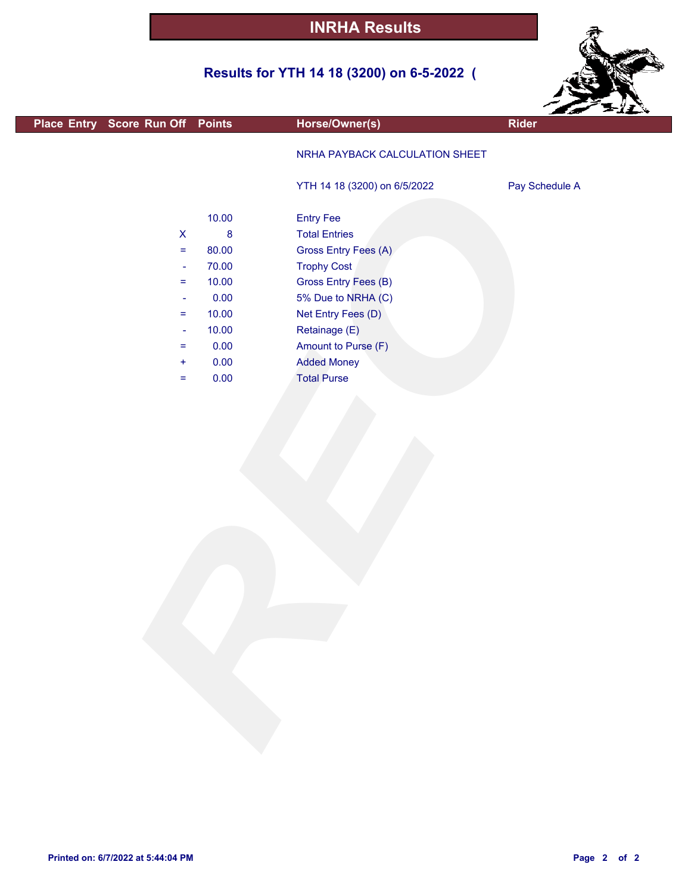# INRHA Results

## Results for YTH 14 18 (3200) on 6-5-2022 (

| Place | Entry | Score | Run Off | Points | Horse/Owner(s) | Rider |
|---|---|---|---|---|---|---|

NRHA PAYBACK CALCULATION SHEET

YTH 14 18 (3200) on 6/5/2022 — Pay Schedule A

| | Amount | Description |
|---|---|---|
| | 10.00 | Entry Fee |
| X | 8 | Total Entries |
| = | 80.00 | Gross Entry Fees (A) |
| - | 70.00 | Trophy Cost |
| = | 10.00 | Gross Entry Fees (B) |
| - | 0.00 | 5% Due to NRHA (C) |
| = | 10.00 | Net Entry Fees (D) |
| - | 10.00 | Retainage (E) |
| = | 0.00 | Amount to Purse (F) |
| + | 0.00 | Added Money |
| = | 0.00 | Total Purse |

Printed on: 6/7/2022 at 5:44:04 PM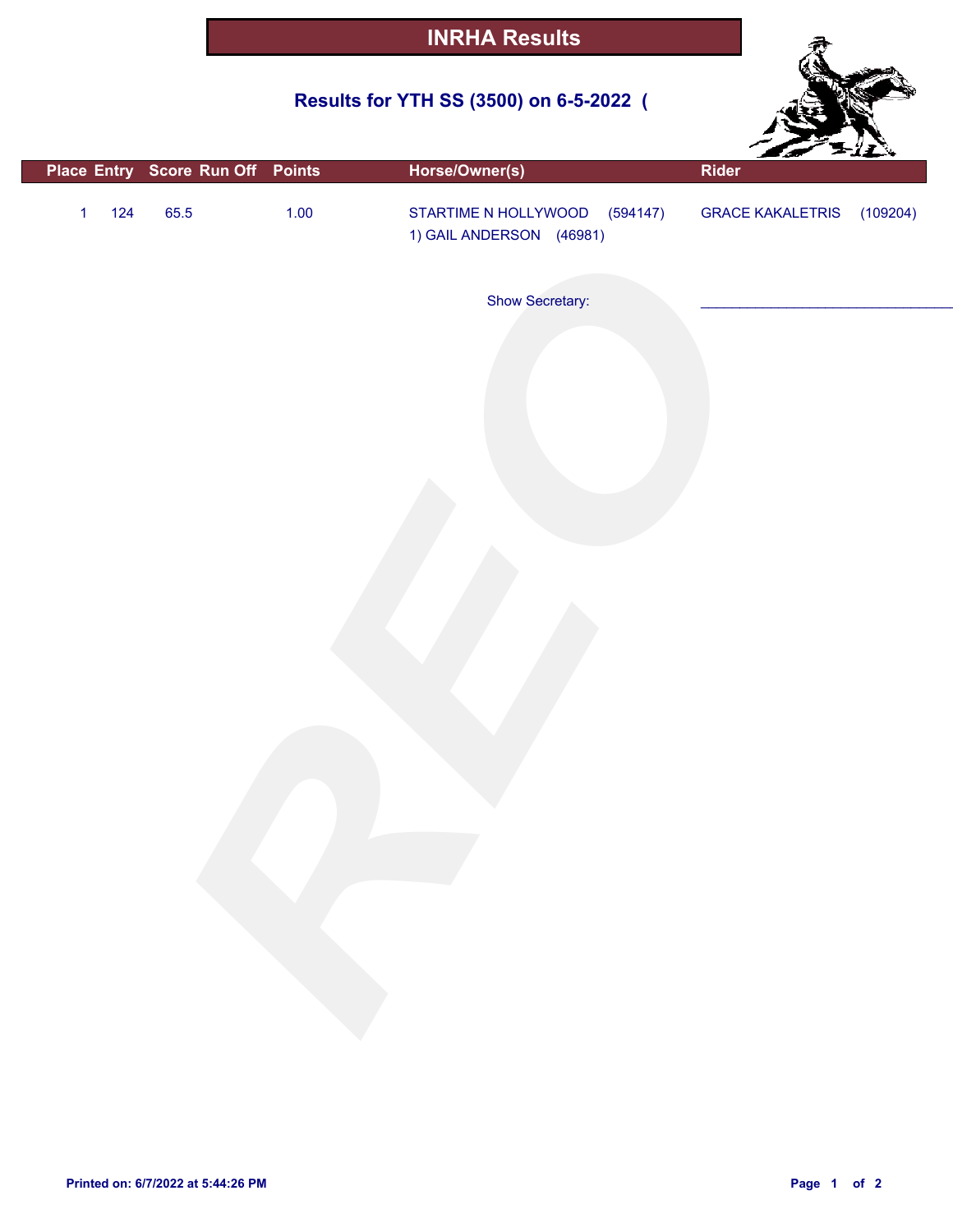# INRHA Results

## Results for YTH SS (3500) on 6-5-2022 (

| Place | Entry | Score | Run Off | Points | Horse/Owner(s) | Rider |
|---|---|---|---|---|---|---|
| 1 | 124 | 65.5 | | 1.00 | STARTIME N HOLLYWOOD (594147)<br>1) GAIL ANDERSON (46981) | GRACE KAKALETRIS (109204) |

Show Secretary: ______________________________

Printed on: 6/7/2022 at 5:44:26 PM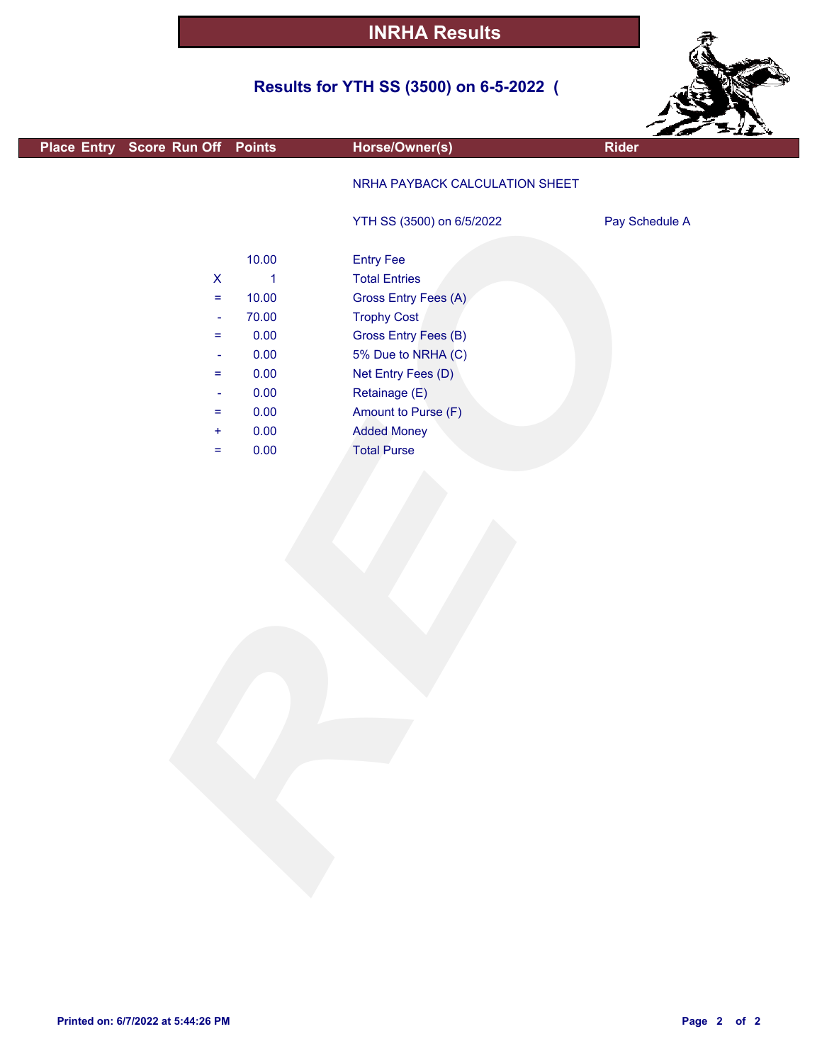# INRHA Results

## Results for YTH SS (3500) on 6-5-2022 (

| Place | Entry | Score | Run Off | Points | Horse/Owner(s) | Rider |
|---|---|---|---|---|---|---|
| | | | | | NRHA PAYBACK CALCULATION SHEET | |
| | | | | | YTH SS (3500) on 6/5/2022 | Pay Schedule A |
| | | | | 10.00 | Entry Fee | |
| | | | X | 1 | Total Entries | |
| | | | = | 10.00 | Gross Entry Fees (A) | |
| | | | - | 70.00 | Trophy Cost | |
| | | | = | 0.00 | Gross Entry Fees (B) | |
| | | | - | 0.00 | 5% Due to NRHA (C) | |
| | | | = | 0.00 | Net Entry Fees (D) | |
| | | | - | 0.00 | Retainage (E) | |
| | | | = | 0.00 | Amount to Purse (F) | |
| | | | + | 0.00 | Added Money | |
| | | | = | 0.00 | Total Purse | |

Printed on: 6/7/2022 at 5:44:26 PM